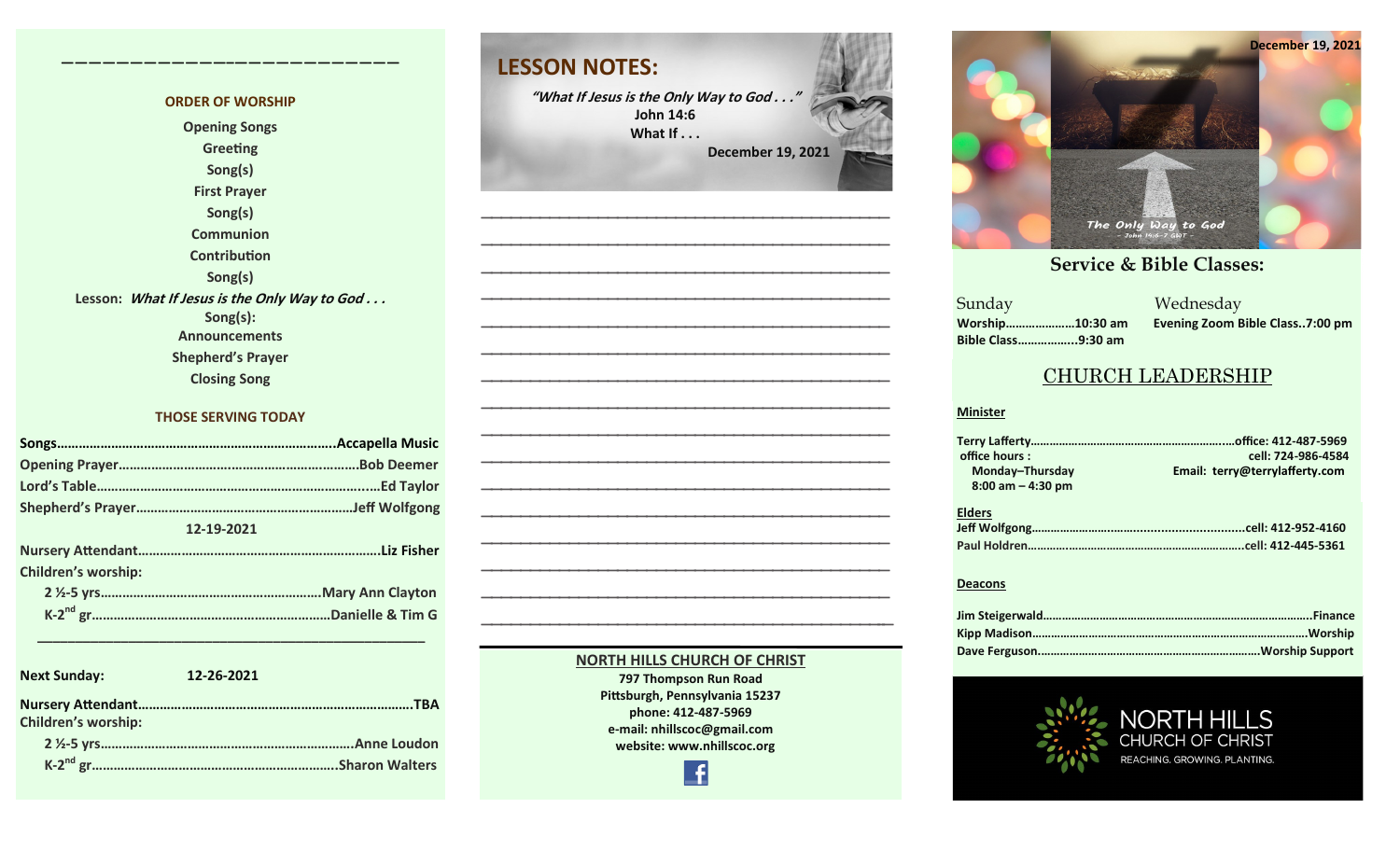## ORDER OF WORSHIP

Opening Songs
Greeting
Song(s)
First Prayer
Song(s)
Communion
Contribution
Song(s)
Lesson: *What If Jesus is the Only Way to God . . .*
Song(s):
Announcements
Shepherd's Prayer
Closing Song

## THOSE SERVING TODAY

**Songs**……………………………………………………………………**Accapella Music**
**Opening Prayer**………………………………………………………**Bob Deemer**
**Lord's Table**……………………………………………………………**Ed Taylor**
**Shepherd's Prayer**…………………………………………………**Jeff Wolfgong**

**12-19-2021**

**Nursery Attendant**…………………………………………………**Liz Fisher**
**Children's worship:**
- **2 ½-5 yrs**……………………………………………………**Mary Ann Clayton**
- **K-2nd gr**……………………………………………………**Danielle & Tim G**

**Next Sunday: 12-26-2021**

**Nursery Attendant**…………………………………………………**TBA**
**Children's worship:**
- **2 ½-5 yrs**……………………………………………………**Anne Loudon**
- **K-2nd gr**……………………………………………………**Sharon Walters**

## LESSON NOTES:

*"What If Jesus is the Only Way to God . . ."*
**John 14:6**
**What If . . .**
**December 19, 2021**

**NORTH HILLS CHURCH OF CHRIST**
797 Thompson Run Road
Pittsburgh, Pennsylvania 15237
phone: 412-487-5969
e-mail: nhillscoc@gmail.com
website: www.nhillscoc.org

**December 19, 2021**

The Only Way to God
~ John 14:6-7 GNT ~

## Service & Bible Classes:

**Sunday**
**Worship**…………………**10:30 am**
**Bible Class**……………**9:30 am**

**Wednesday**
**Evening Zoom Bible Class..7:00 pm**

## CHURCH LEADERSHIP

**Minister**

**Terry Lafferty**……………………………………**office: 412-487-5969**
**cell: 724-986-4584**
**Email: terry@terrylafferty.com**
**office hours :**
**Monday–Thursday**
**8:00 am – 4:30 pm**

**Elders**

**Jeff Wolfgong**……………………………………**cell: 412-952-4160**
**Paul Holdren**……………………………………**cell: 412-445-5361**

**Deacons**

**Jim Steigerwald**…………………………………**Finance**
**Kipp Madison**……………………………………**Worship**
**Dave Ferguson**…………………………………**Worship Support**

NORTH HILLS
CHURCH OF CHRIST
REACHING. GROWING. PLANTING.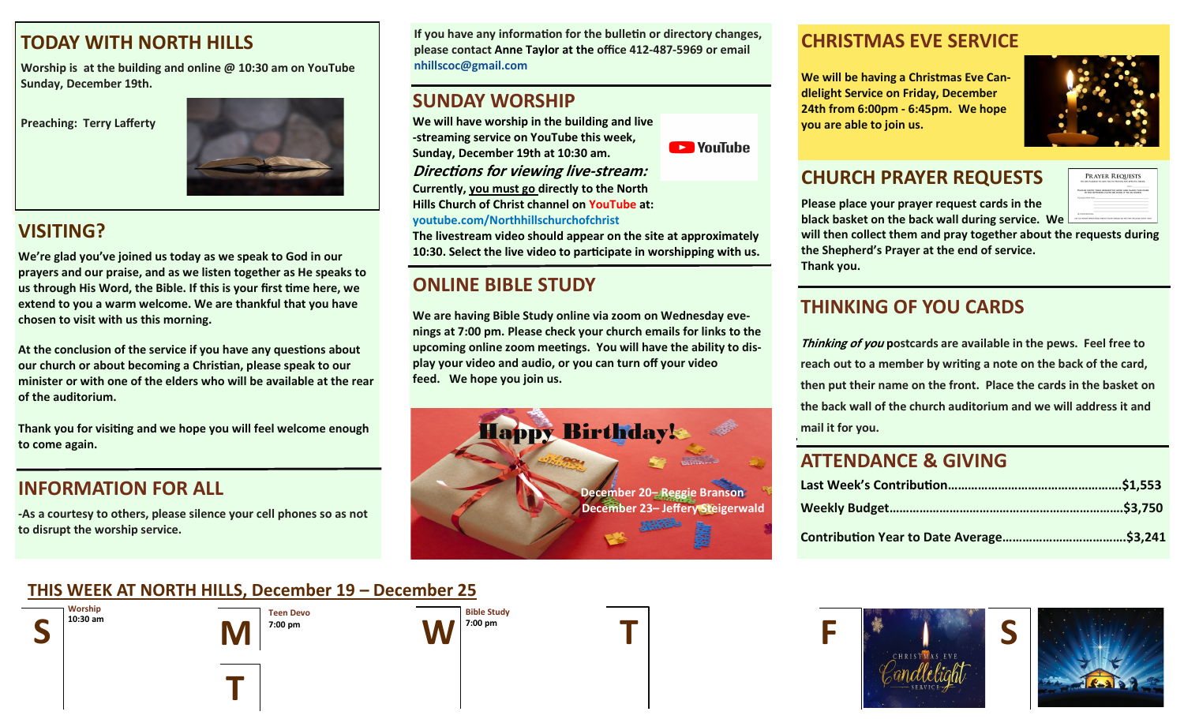## TODAY WITH NORTH HILLS

**Worship is at the building and online @ 10:30 am on YouTube Sunday, December 19th.**

**Preaching: Terry Lafferty**

## VISITING?

**We're glad you've joined us today as we speak to God in our prayers and our praise, and as we listen together as He speaks to us through His Word, the Bible. If this is your first time here, we extend to you a warm welcome. We are thankful that you have chosen to visit with us this morning.**

**At the conclusion of the service if you have any questions about our church or about becoming a Christian, please speak to our minister or with one of the elders who will be available at the rear of the auditorium.**

**Thank you for visiting and we hope you will feel welcome enough to come again.**

## INFORMATION FOR ALL

**-As a courtesy to others, please silence your cell phones so as not to disrupt the worship service.**

**If you have any information for the bulletin or directory changes, please contact Anne Taylor at the office 412-487-5969 or email nhillscoc@gmail.com**

## SUNDAY WORSHIP

**We will have worship in the building and live-streaming service on YouTube this week, Sunday, December 19th at 10:30 am.**

***Directions for viewing live-stream:***

**Currently, you must go directly to the North Hills Church of Christ channel on YouTube at: youtube.com/Northhillschurchofchrist**

**The livestream video should appear on the site at approximately 10:30. Select the live video to participate in worshipping with us.**

## ONLINE BIBLE STUDY

**We are having Bible Study online via zoom on Wednesday evenings at 7:00 pm. Please check your church emails for links to the upcoming online zoom meetings. You will have the ability to display your video and audio, or you can turn off your video feed. We hope you join us.**

**Happy Birthday!**

**December 20– Reggie Branson**
**December 23– Jeffery Steigerwald**

## CHRISTMAS EVE SERVICE

**We will be having a Christmas Eve Candlelight Service on Friday, December 24th from 6:00pm - 6:45pm. We hope you are able to join us.**

## CHURCH PRAYER REQUESTS

**Please place your prayer request cards in the black basket on the back wall during service. We will then collect them and pray together about the requests during the Shepherd's Prayer at the end of service. Thank you.**

## THINKING OF YOU CARDS

***Thinking of you*** **postcards are available in the pews. Feel free to reach out to a member by writing a note on the back of the card, then put their name on the front. Place the cards in the basket on the back wall of the church auditorium and we will address it and mail it for you.**

## ATTENDANCE & GIVING

**Last Week's Contribution……………………………………………$1,553**

**Weekly Budget…………………………………………………………$3,750**

**Contribution Year to Date Average………………………………$3,241**

## THIS WEEK AT NORTH HILLS, December 19 – December 25

**S** — Worship 10:30 am

**M** — Teen Devo 7:00 pm

**T**

**W** — Bible Study 7:00 pm

**T**

**F** — Christmas Eve Candlelight Service

**S**